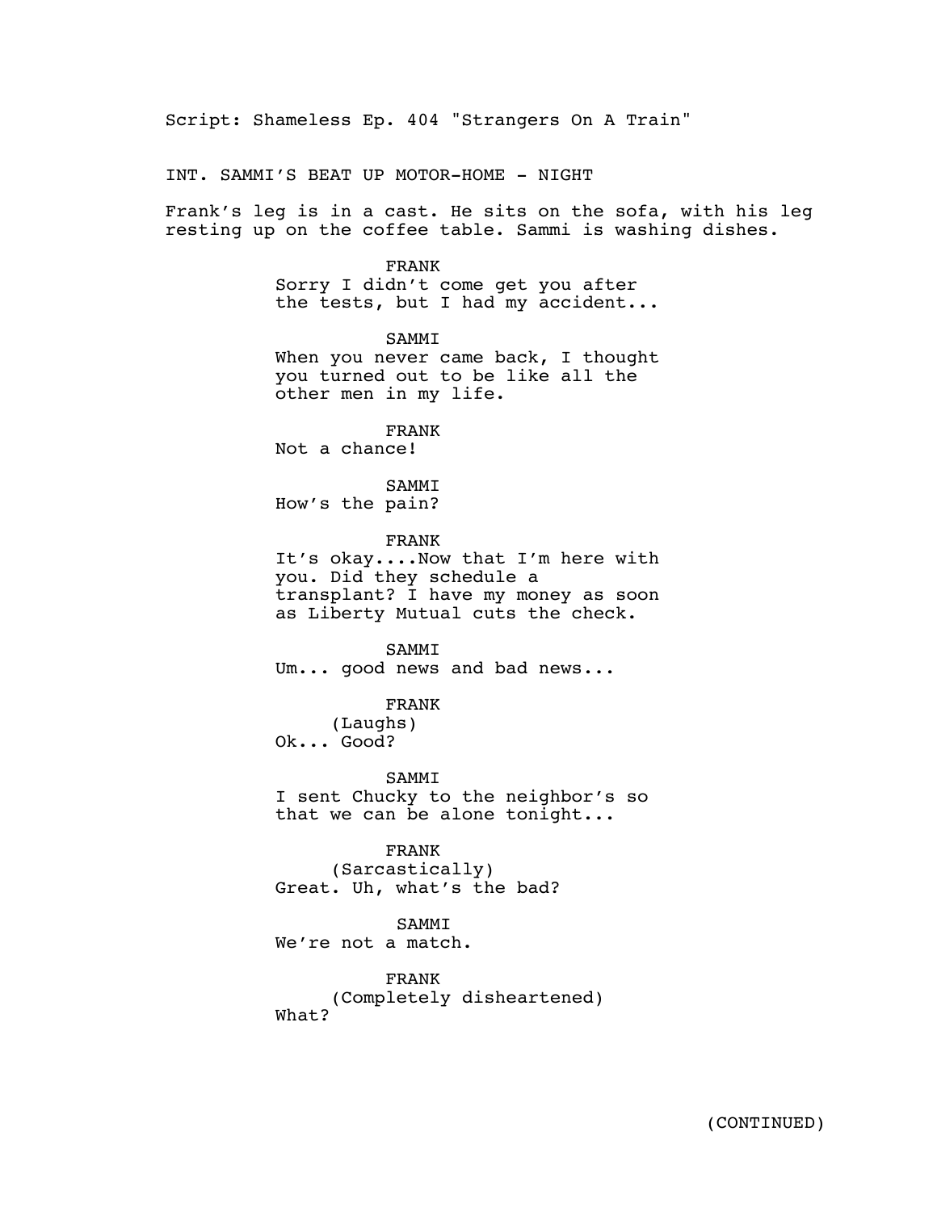Script: Shameless Ep. 404 "Strangers On A Train"

INT. SAMMI'S BEAT UP MOTOR-HOME - NIGHT

Frank's leg is in a cast. He sits on the sofa, with his leg resting up on the coffee table. Sammi is washing dishes.

FRANK
Sorry I didn't come get you after the tests, but I had my accident...

SAMMI
When you never came back, I thought you turned out to be like all the other men in my life.

FRANK
Not a chance!

SAMMI
How's the pain?

FRANK
It's okay....Now that I'm here with you. Did they schedule a transplant? I have my money as soon as Liberty Mutual cuts the check.

SAMMI
Um... good news and bad news...

FRANK
(Laughs)
Ok... Good?

SAMMI
I sent Chucky to the neighbor's so that we can be alone tonight...

FRANK
(Sarcastically)
Great. Uh, what's the bad?

SAMMI
We're not a match.

FRANK
(Completely disheartened)
What?

(CONTINUED)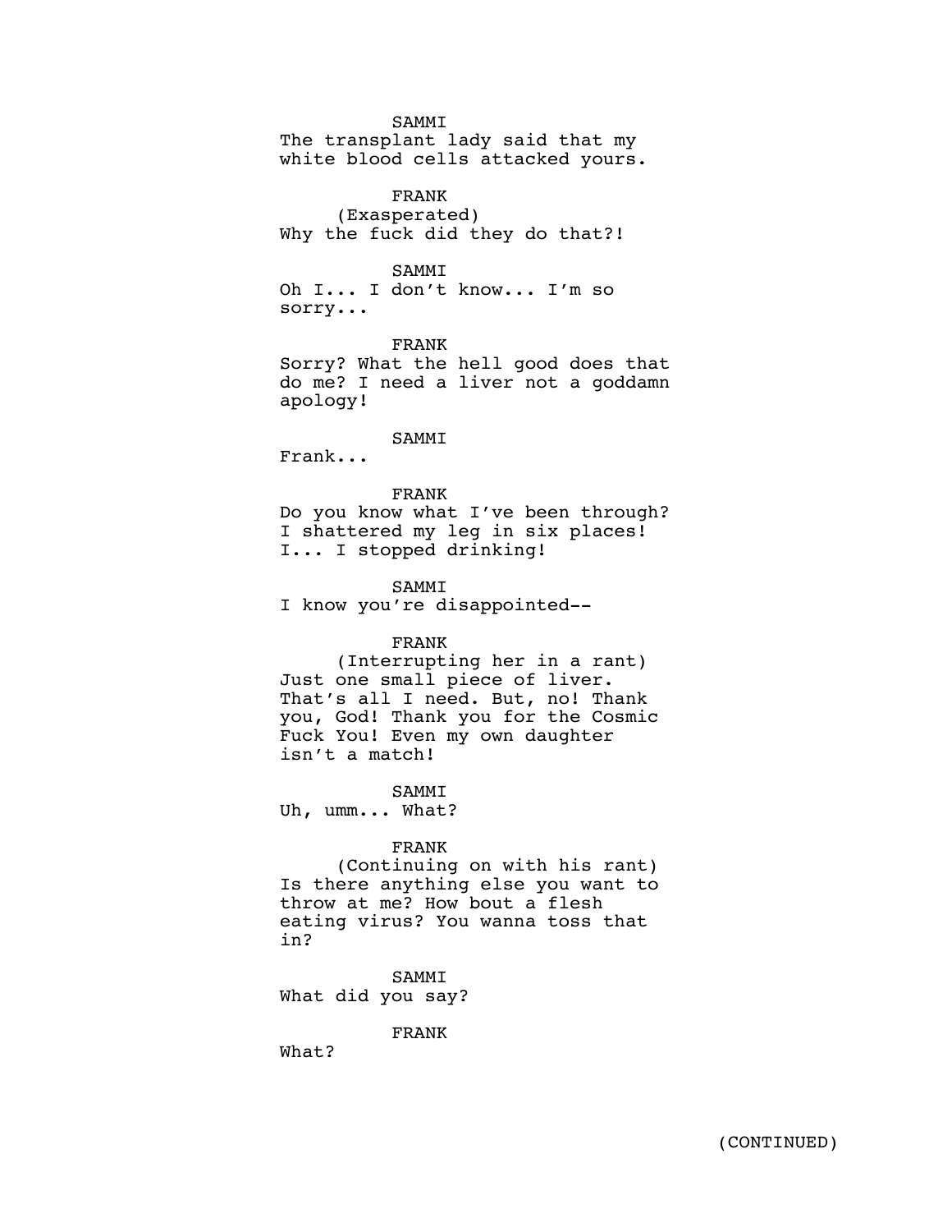SAMMI

The transplant lady said that my white blood cells attacked yours.

FRANK

(Exasperated)

Why the fuck did they do that?!

SAMMI

Oh I... I don't know... I'm so sorry...

FRANK

Sorry? What the hell good does that do me? I need a liver not a goddamn apology!

SAMMI

Frank...

FRANK

Do you know what I've been through? I shattered my leg in six places! I... I stopped drinking!

SAMMI

I know you're disappointed--

FRANK

(Interrupting her in a rant)

Just one small piece of liver. That's all I need. But, no! Thank you, God! Thank you for the Cosmic Fuck You! Even my own daughter isn't a match!

SAMMI

Uh, umm... What?

FRANK

(Continuing on with his rant)

Is there anything else you want to throw at me? How bout a flesh eating virus? You wanna toss that in?

SAMMI

What did you say?

FRANK

What?

(CONTINUED)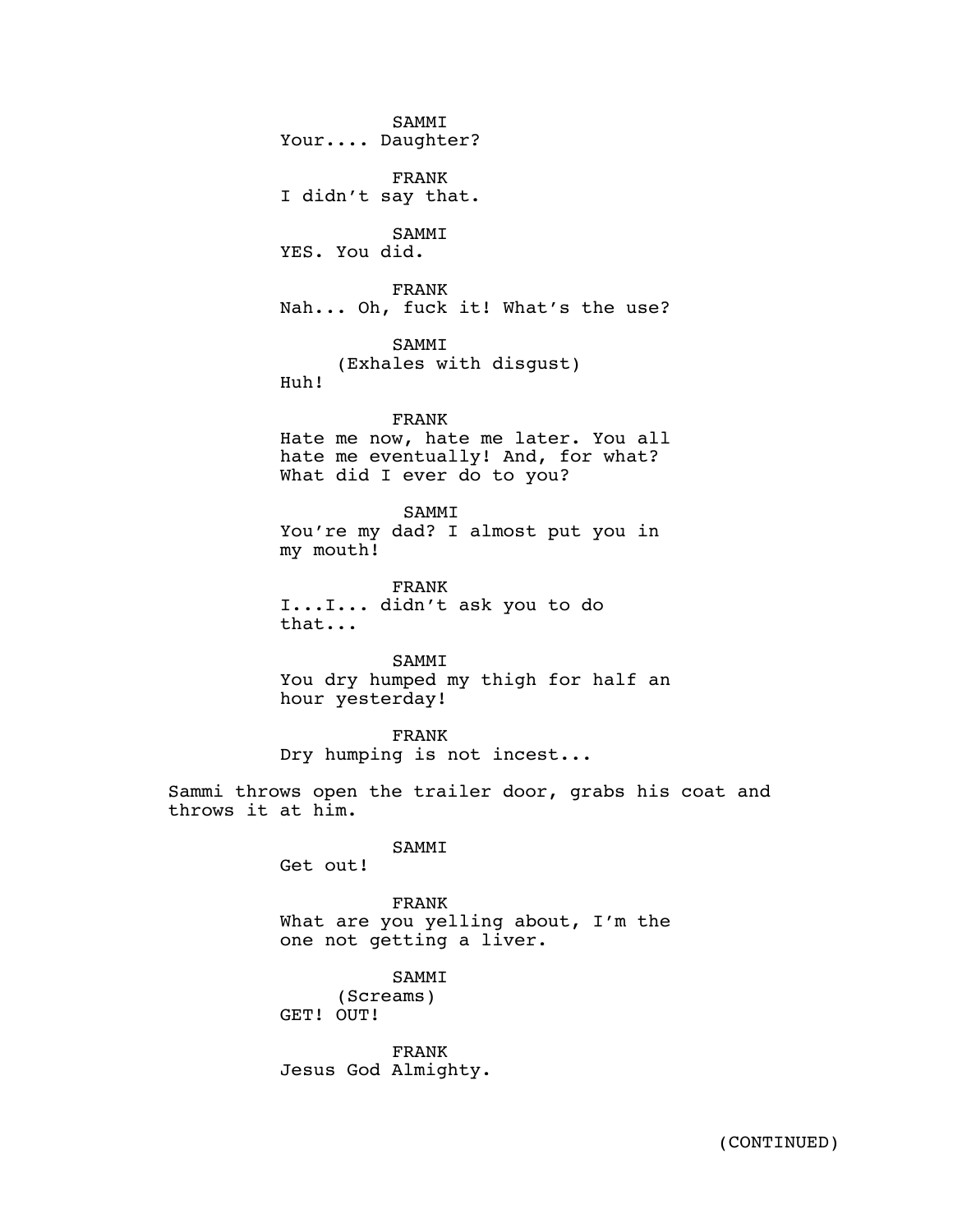SAMMI
Your.... Daughter?

FRANK
I didn't say that.

SAMMI
YES. You did.

FRANK
Nah... Oh, fuck it! What's the use?

SAMMI
(Exhales with disgust)
Huh!

FRANK
Hate me now, hate me later. You all hate me eventually! And, for what? What did I ever do to you?

SAMMI
You're my dad? I almost put you in my mouth!

FRANK
I...I... didn't ask you to do that...

SAMMI
You dry humped my thigh for half an hour yesterday!

FRANK
Dry humping is not incest...

Sammi throws open the trailer door, grabs his coat and throws it at him.

SAMMI
Get out!

FRANK
What are you yelling about, I'm the one not getting a liver.

SAMMI
(Screams)
GET! OUT!

FRANK
Jesus God Almighty.

(CONTINUED)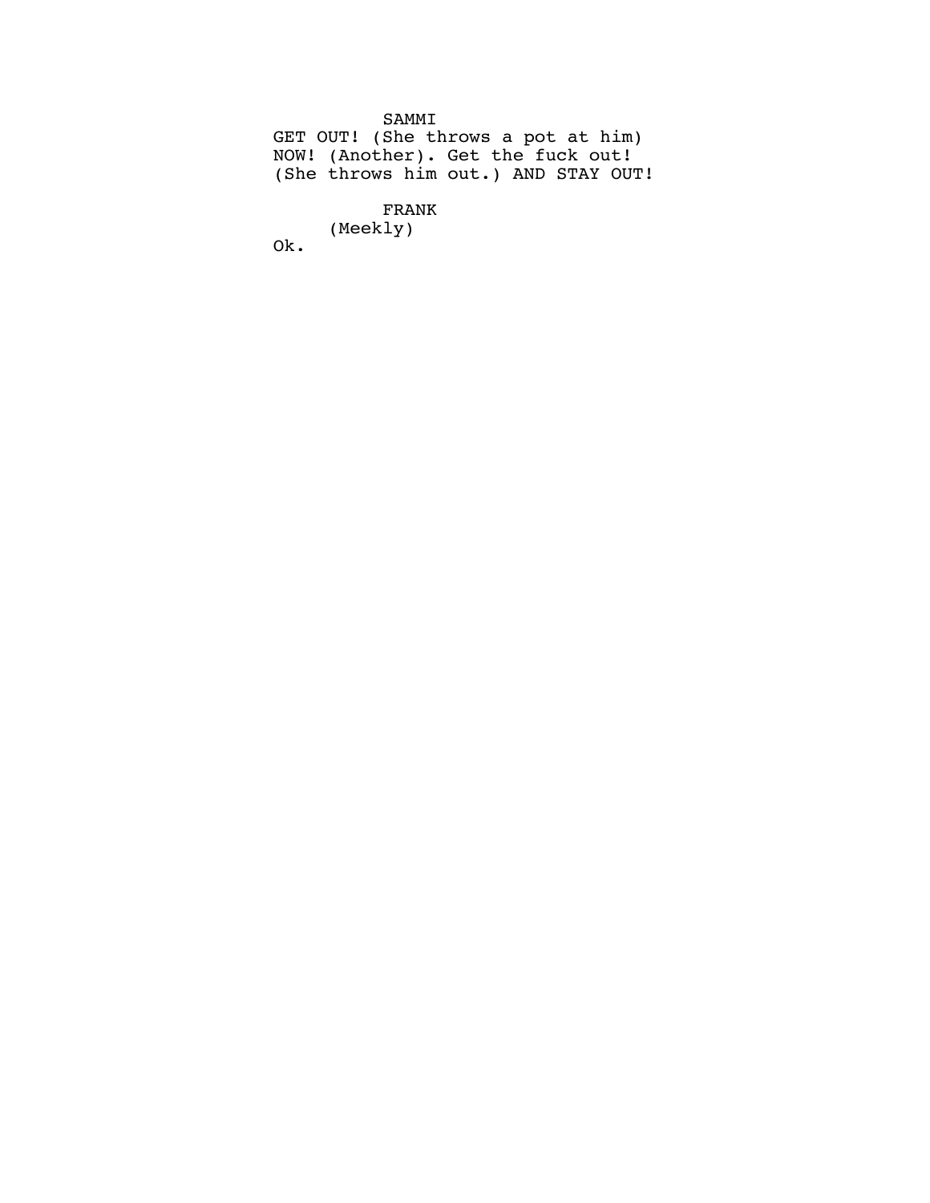SAMMI

GET OUT! (She throws a pot at him) NOW! (Another). Get the fuck out! (She throws him out.) AND STAY OUT!

FRANK

(Meekly)

Ok.